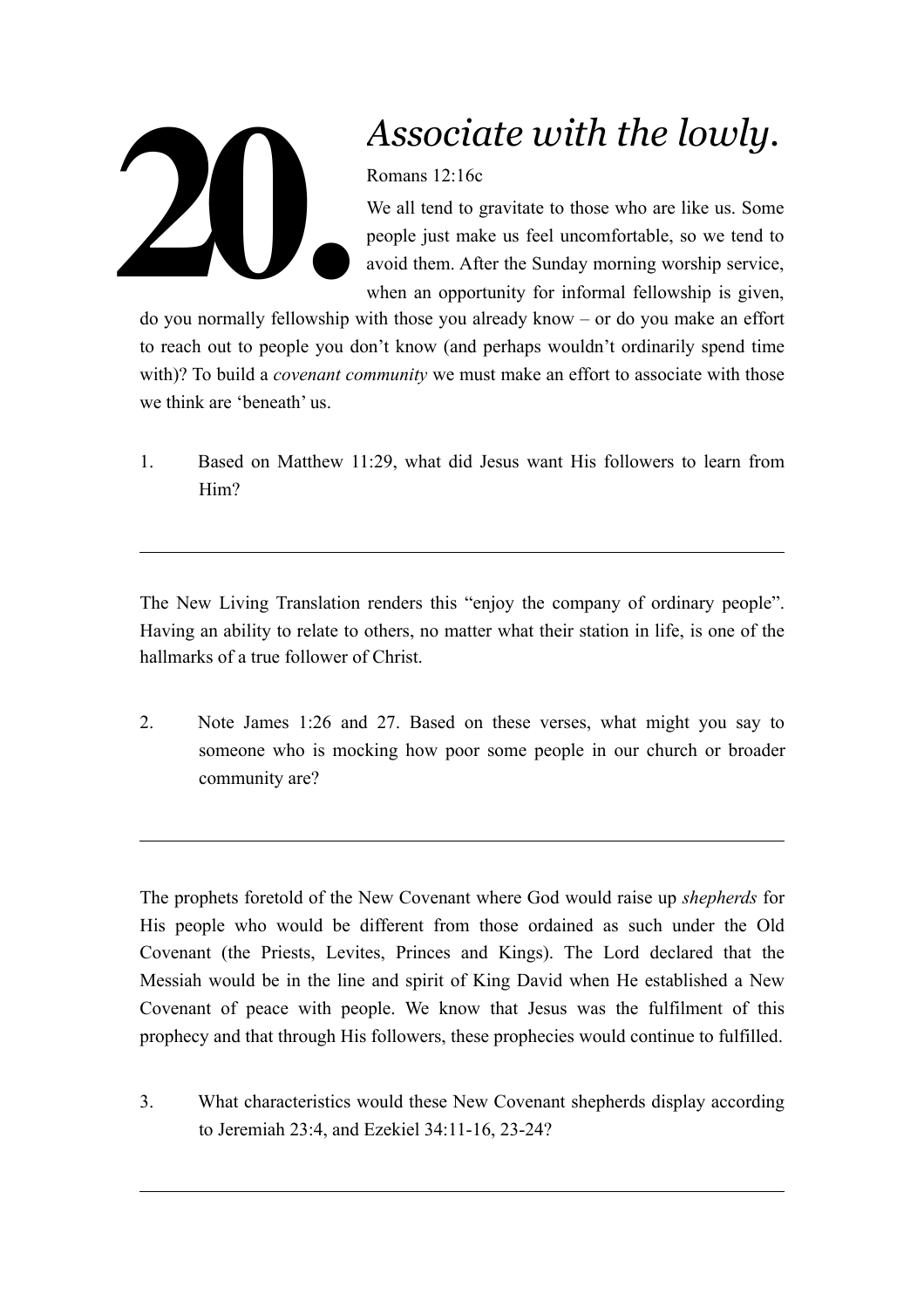# 20. *Associate with the lowly.*

Romans 12:16c

We all tend to gravitate to those who are like us. Some people just make us feel uncomfortable, so we tend to avoid them. After the Sunday morning worship service, when an opportunity for informal fellowship is given, do you normally fellowship with those you already know – or do you make an effort to reach out to people you don't know (and perhaps wouldn't ordinarily spend time with)? To build a *covenant community* we must make an effort to associate with those we think are 'beneath' us.

1. Based on Matthew 11:29, what did Jesus want His followers to learn from Him?

---

The New Living Translation renders this "enjoy the company of ordinary people". Having an ability to relate to others, no matter what their station in life, is one of the hallmarks of a true follower of Christ.

2. Note James 1:26 and 27. Based on these verses, what might you say to someone who is mocking how poor some people in our church or broader community are?

---

The prophets foretold of the New Covenant where God would raise up *shepherds* for His people who would be different from those ordained as such under the Old Covenant (the Priests, Levites, Princes and Kings). The Lord declared that the Messiah would be in the line and spirit of King David when He established a New Covenant of peace with people. We know that Jesus was the fulfilment of this prophecy and that through His followers, these prophecies would continue to fulfilled.

3. What characteristics would these New Covenant shepherds display according to Jeremiah 23:4, and Ezekiel 34:11-16, 23-24?

---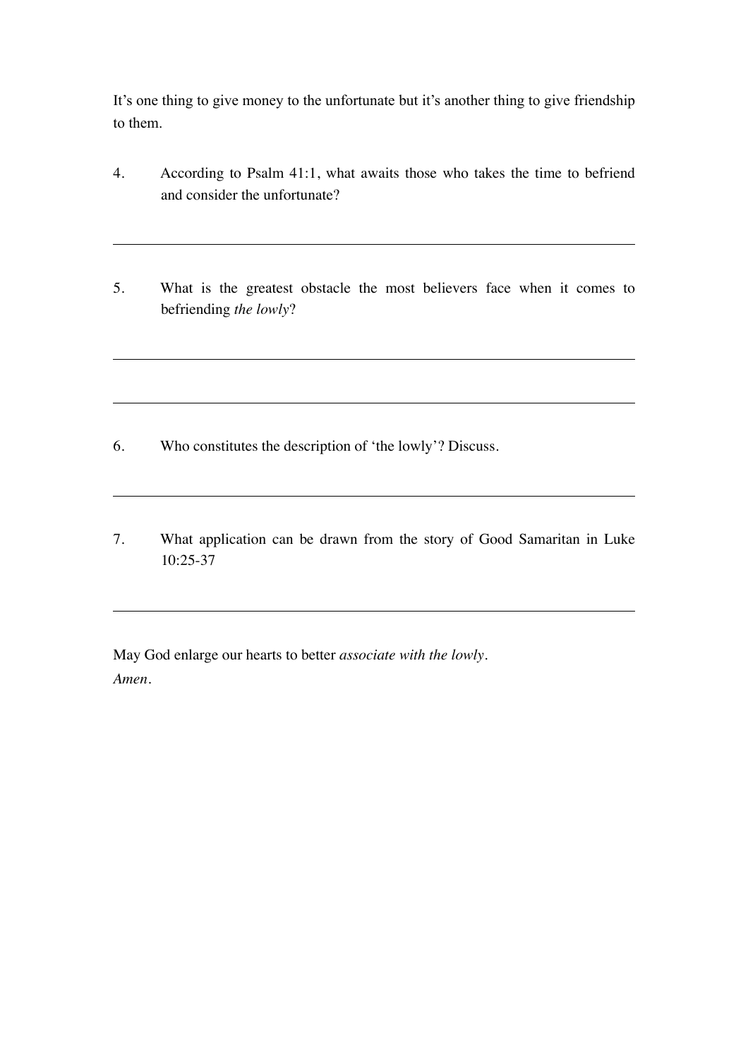It's one thing to give money to the unfortunate but it's another thing to give friendship to them.

4. According to Psalm 41:1, what awaits those who takes the time to befriend and consider the unfortunate?

---

5. What is the greatest obstacle the most believers face when it comes to befriending *the lowly*?

---

---

6. Who constitutes the description of 'the lowly'? Discuss.

---

7. What application can be drawn from the story of Good Samaritan in Luke 10:25-37

---

May God enlarge our hearts to better *associate with the lowly*.
*Amen*.